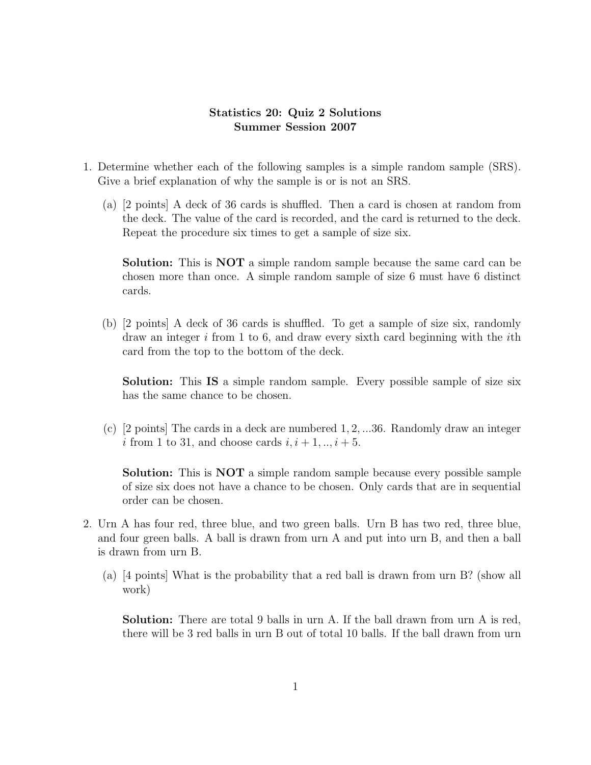# Statistics 20: Quiz 2 Solutions
## Summer Session 2007

1. Determine whether each of the following samples is a simple random sample (SRS). Give a brief explanation of why the sample is or is not an SRS.

   (a) [2 points] A deck of 36 cards is shuffled. Then a card is chosen at random from the deck. The value of the card is recorded, and the card is returned to the deck. Repeat the procedure six times to get a sample of size six.

   **Solution:** This is **NOT** a simple random sample because the same card can be chosen more than once. A simple random sample of size 6 must have 6 distinct cards.

   (b) [2 points] A deck of 36 cards is shuffled. To get a sample of size six, randomly draw an integer $i$ from 1 to 6, and draw every sixth card beginning with the $i$th card from the top to the bottom of the deck.

   **Solution:** This **IS** a simple random sample. Every possible sample of size six has the same chance to be chosen.

   (c) [2 points] The cards in a deck are numbered $1, 2, ...36$. Randomly draw an integer $i$ from 1 to 31, and choose cards $i, i+1, .., i+5$.

   **Solution:** This is **NOT** a simple random sample because every possible sample of size six does not have a chance to be chosen. Only cards that are in sequential order can be chosen.

2. Urn A has four red, three blue, and two green balls. Urn B has two red, three blue, and four green balls. A ball is drawn from urn A and put into urn B, and then a ball is drawn from urn B.

   (a) [4 points] What is the probability that a red ball is drawn from urn B? (show all work)

   **Solution:** There are total 9 balls in urn A. If the ball drawn from urn A is red, there will be 3 red balls in urn B out of total 10 balls. If the ball drawn from urn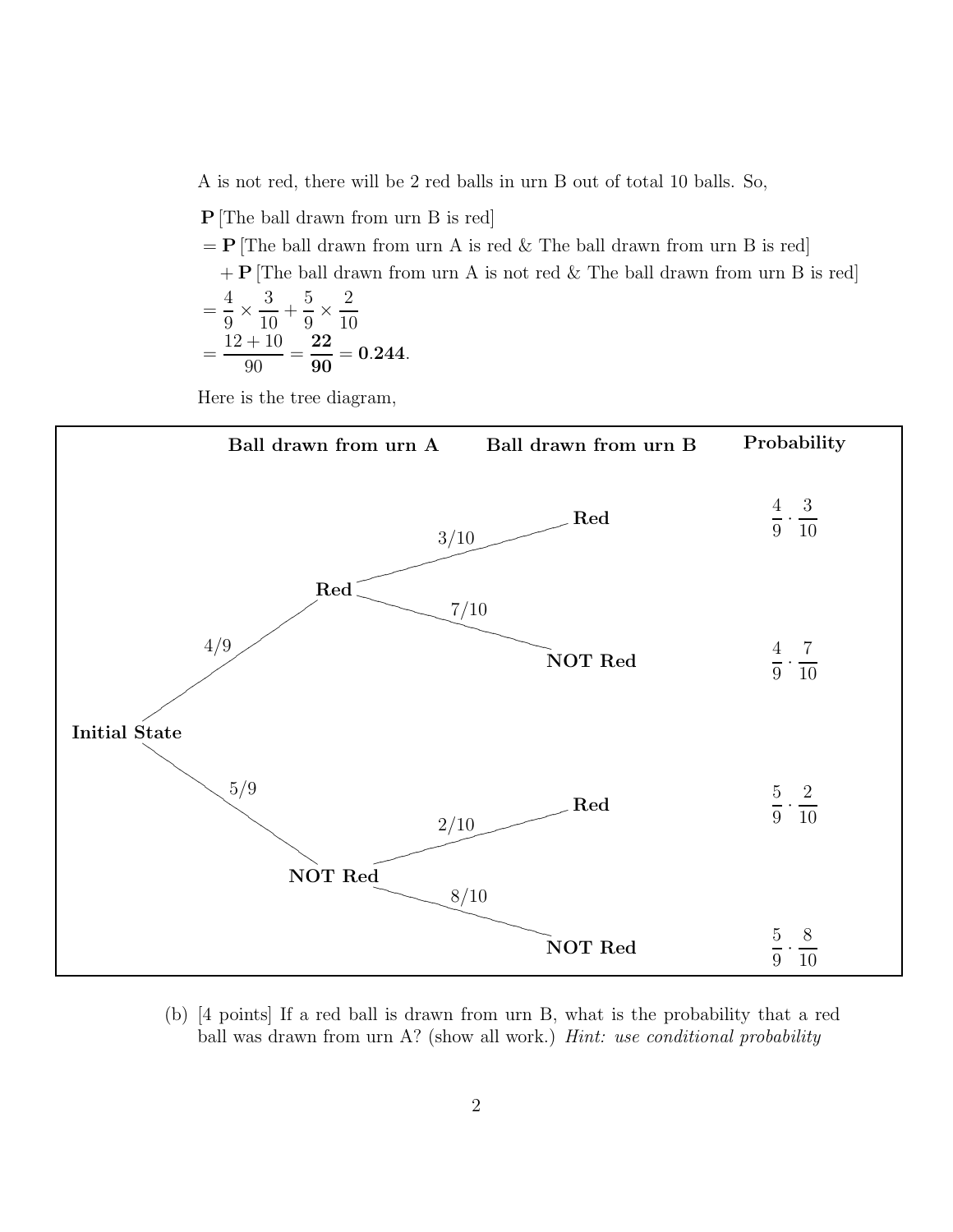A is not red, there will be 2 red balls in urn B out of total 10 balls. So,

**P** [The ball drawn from urn B is red]

$= \mathbf{P}$ [The ball drawn from urn A is red & The ball drawn from urn B is red]

$+ \mathbf{P}$ [The ball drawn from urn A is not red & The ball drawn from urn B is red]

$$= \frac{4}{9} \times \frac{3}{10} + \frac{5}{9} \times \frac{2}{10}$$

$$= \frac{12 + 10}{90} = \mathbf{\frac{22}{90}} = \mathbf{0.244}.$$

Here is the tree diagram,

| Ball drawn from urn A | Ball drawn from urn B | Probability |
|---|---|---|
| Red ($4/9$) | Red ($3/10$) | $\frac{4}{9} \cdot \frac{3}{10}$ |
| Red ($4/9$) | NOT Red ($7/10$) | $\frac{4}{9} \cdot \frac{7}{10}$ |
| NOT Red ($5/9$) | Red ($2/10$) | $\frac{5}{9} \cdot \frac{2}{10}$ |
| NOT Red ($5/9$) | NOT Red ($8/10$) | $\frac{5}{9} \cdot \frac{8}{10}$ |

(Tree starts from **Initial State**.)

(b) [4 points] If a red ball is drawn from urn B, what is the probability that a red ball was drawn from urn A? (show all work.) *Hint: use conditional probability*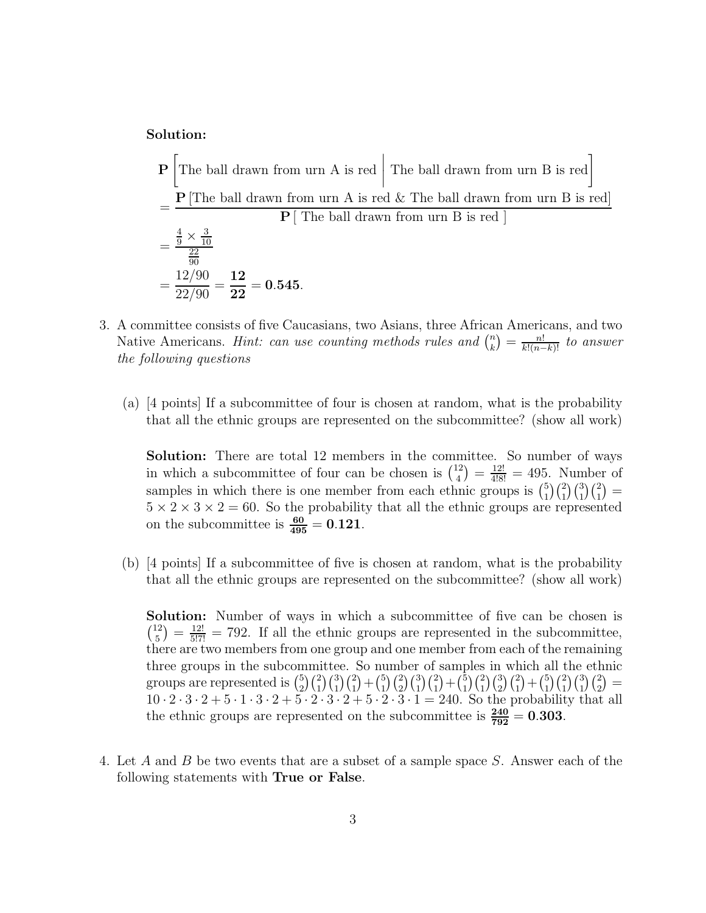**Solution:**

$$
\begin{aligned}
&\mathbf{P}\left[\text{The ball drawn from urn A is red} \,\middle|\, \text{The ball drawn from urn B is red}\right] \\
&= \frac{\mathbf{P}\left[\text{The ball drawn from urn A is red \& The ball drawn from urn B is red}\right]}{\mathbf{P}\left[\text{ The ball drawn from urn B is red }\right]} \\
&= \frac{\frac{4}{9} \times \frac{3}{10}}{\frac{22}{90}} \\
&= \frac{12/90}{22/90} = \mathbf{\frac{12}{22}} = \mathbf{0.545}.
\end{aligned}
$$

3. A committee consists of five Caucasians, two Asians, three African Americans, and two Native Americans. *Hint: can use counting methods rules and* $\binom{n}{k} = \frac{n!}{k!(n-k)!}$ *to answer the following questions*

   (a) [4 points] If a subcommittee of four is chosen at random, what is the probability that all the ethnic groups are represented on the subcommittee? (show all work)

   **Solution:** There are total 12 members in the committee. So number of ways in which a subcommittee of four can be chosen is $\binom{12}{4} = \frac{12!}{4!8!} = 495$. Number of samples in which there is one member from each ethnic groups is $\binom{5}{1}\binom{2}{1}\binom{3}{1}\binom{2}{1} = 5 \times 2 \times 3 \times 2 = 60$. So the probability that all the ethnic groups are represented on the subcommittee is $\mathbf{\frac{60}{495}} = \mathbf{0.121}$.

   (b) [4 points] If a subcommittee of five is chosen at random, what is the probability that all the ethnic groups are represented on the subcommittee? (show all work)

   **Solution:** Number of ways in which a subcommittee of five can be chosen is $\binom{12}{5} = \frac{12!}{5!7!} = 792$. If all the ethnic groups are represented in the subcommittee, there are two members from one group and one member from each of the remaining three groups in the subcommittee. So number of samples in which all the ethnic groups are represented is $\binom{5}{2}\binom{2}{1}\binom{3}{1}\binom{2}{1} + \binom{5}{1}\binom{2}{2}\binom{3}{1}\binom{2}{1} + \binom{5}{1}\binom{2}{1}\binom{3}{2}\binom{2}{1} + \binom{5}{1}\binom{2}{1}\binom{3}{1}\binom{2}{2} = 10 \cdot 2 \cdot 3 \cdot 2 + 5 \cdot 1 \cdot 3 \cdot 2 + 5 \cdot 2 \cdot 3 \cdot 2 + 5 \cdot 2 \cdot 3 \cdot 1 = 240$. So the probability that all the ethnic groups are represented on the subcommittee is $\mathbf{\frac{240}{792}} = \mathbf{0.303}$.

4. Let $A$ and $B$ be two events that are a subset of a sample space $S$. Answer each of the following statements with **True or False**.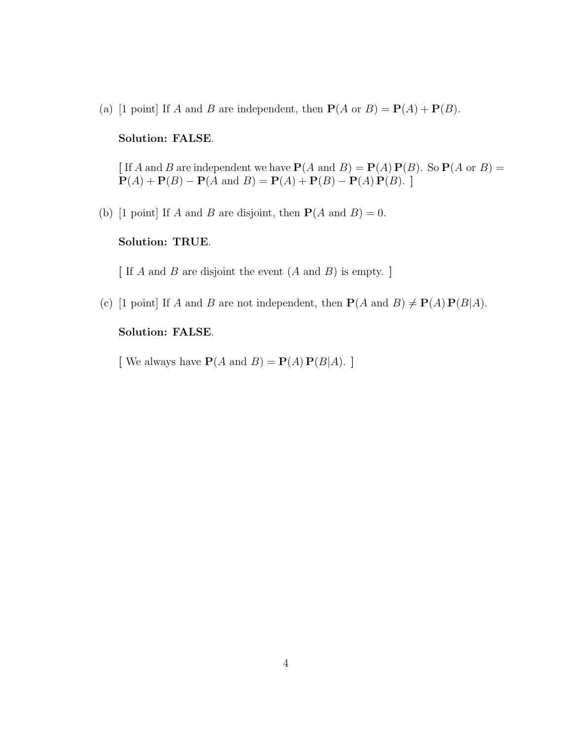(a) [1 point] If $A$ and $B$ are independent, then $\mathbf{P}(A \text{ or } B) = \mathbf{P}(A) + \mathbf{P}(B)$.

**Solution: FALSE**.

[ If $A$ and $B$ are independent we have $\mathbf{P}(A \text{ and } B) = \mathbf{P}(A)\,\mathbf{P}(B)$. So $\mathbf{P}(A \text{ or } B) = \mathbf{P}(A) + \mathbf{P}(B) - \mathbf{P}(A \text{ and } B) = \mathbf{P}(A) + \mathbf{P}(B) - \mathbf{P}(A)\,\mathbf{P}(B)$. ]

(b) [1 point] If $A$ and $B$ are disjoint, then $\mathbf{P}(A \text{ and } B) = 0$.

**Solution: TRUE**.

[ If $A$ and $B$ are disjoint the event ($A$ and $B$) is empty. ]

(c) [1 point] If $A$ and $B$ are not independent, then $\mathbf{P}(A \text{ and } B) \neq \mathbf{P}(A)\,\mathbf{P}(B|A)$.

**Solution: FALSE**.

[ We always have $\mathbf{P}(A \text{ and } B) = \mathbf{P}(A)\,\mathbf{P}(B|A)$. ]